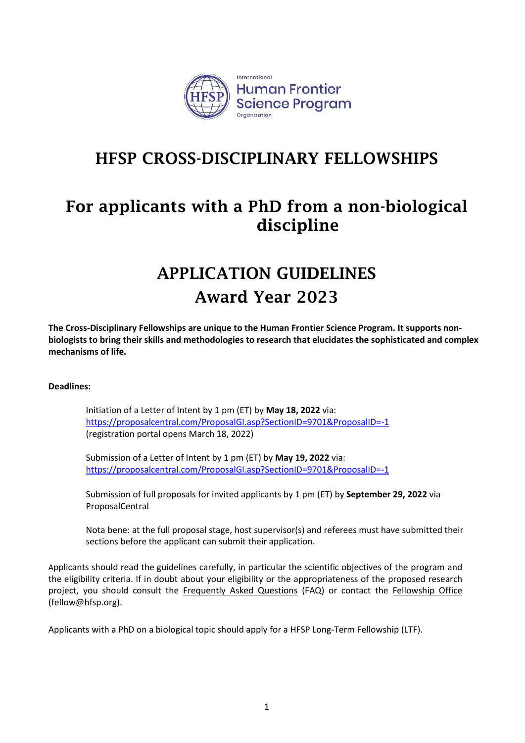# HFSP CROSS-DISCIPLINARY FELLOWSHIPS

## For applicants with a PhD from a non-biological discipline

# APPLICATION GUIDELINES
## Award Year 2023

**The Cross-Disciplinary Fellowships are unique to the Human Frontier Science Program. It supports non-biologists to bring their skills and methodologies to research that elucidates the sophisticated and complex mechanisms of life.**

**Deadlines:**

> Initiation of a Letter of Intent by 1 pm (ET) by **May 18, 2022** via:
> https://proposalcentral.com/ProposalGI.asp?SectionID=9701&ProposalID=-1
> (registration portal opens March 18, 2022)
>
> Submission of a Letter of Intent by 1 pm (ET) by **May 19, 2022** via:
> https://proposalcentral.com/ProposalGI.asp?SectionID=9701&ProposalID=-1
>
> Submission of full proposals for invited applicants by 1 pm (ET) by **September 29, 2022** via ProposalCentral
>
> Nota bene: at the full proposal stage, host supervisor(s) and referees must have submitted their sections before the applicant can submit their application.

Applicants should read the guidelines carefully, in particular the scientific objectives of the program and the eligibility criteria. If in doubt about your eligibility or the appropriateness of the proposed research project, you should consult the Frequently Asked Questions (FAQ) or contact the Fellowship Office (fellow@hfsp.org).

Applicants with a PhD on a biological topic should apply for a HFSP Long-Term Fellowship (LTF).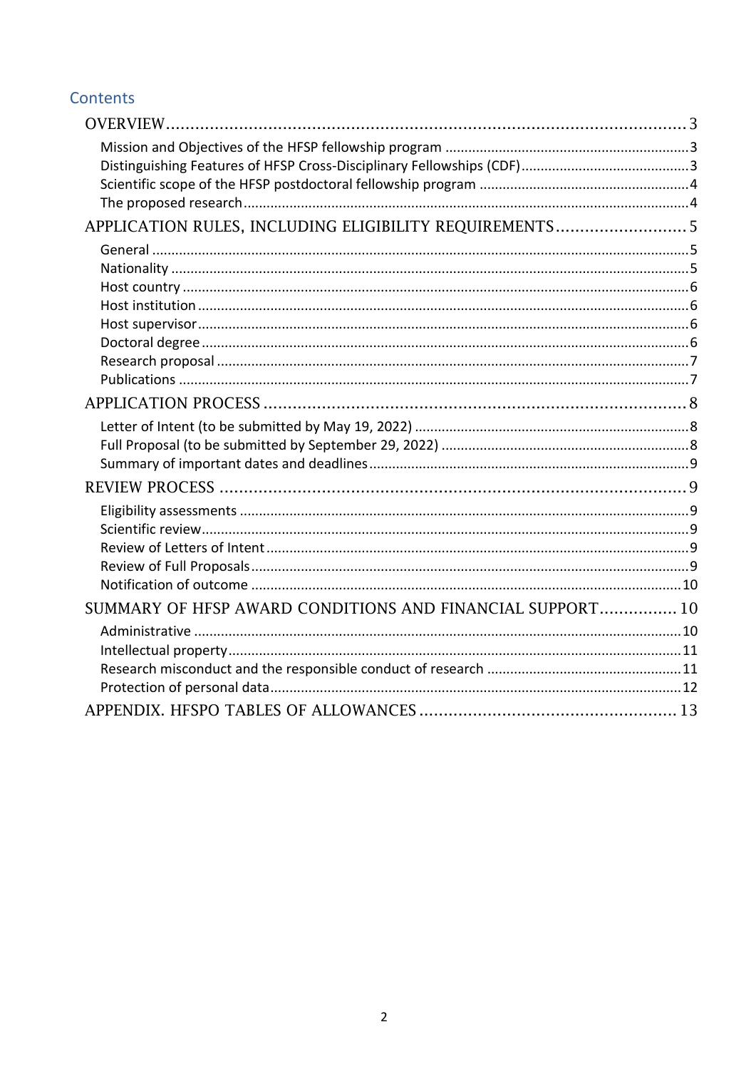## Contents

- OVERVIEW ... 3
  - Mission and Objectives of the HFSP fellowship program ... 3
  - Distinguishing Features of HFSP Cross-Disciplinary Fellowships (CDF) ... 3
  - Scientific scope of the HFSP postdoctoral fellowship program ... 4
  - The proposed research ... 4
- APPLICATION RULES, INCLUDING ELIGIBILITY REQUIREMENTS ... 5
  - General ... 5
  - Nationality ... 5
  - Host country ... 6
  - Host institution ... 6
  - Host supervisor ... 6
  - Doctoral degree ... 6
  - Research proposal ... 7
  - Publications ... 7
- APPLICATION PROCESS ... 8
  - Letter of Intent (to be submitted by May 19, 2022) ... 8
  - Full Proposal (to be submitted by September 29, 2022) ... 8
  - Summary of important dates and deadlines ... 9
- REVIEW PROCESS ... 9
  - Eligibility assessments ... 9
  - Scientific review ... 9
  - Review of Letters of Intent ... 9
  - Review of Full Proposals ... 9
  - Notification of outcome ... 10
- SUMMARY OF HFSP AWARD CONDITIONS AND FINANCIAL SUPPORT ... 10
  - Administrative ... 10
  - Intellectual property ... 11
  - Research misconduct and the responsible conduct of research ... 11
  - Protection of personal data ... 12
- APPENDIX. HFSPO TABLES OF ALLOWANCES ... 13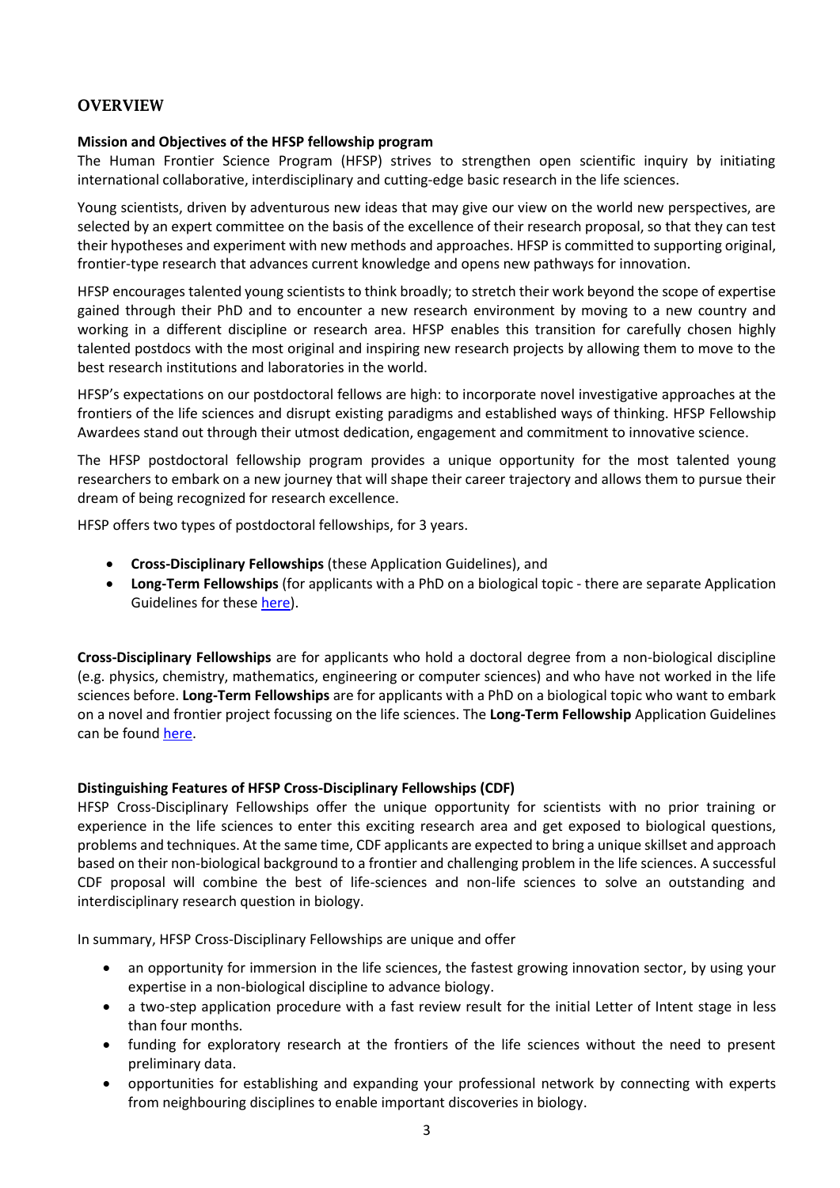## OVERVIEW

**Mission and Objectives of the HFSP fellowship program**

The Human Frontier Science Program (HFSP) strives to strengthen open scientific inquiry by initiating international collaborative, interdisciplinary and cutting-edge basic research in the life sciences.

Young scientists, driven by adventurous new ideas that may give our view on the world new perspectives, are selected by an expert committee on the basis of the excellence of their research proposal, so that they can test their hypotheses and experiment with new methods and approaches. HFSP is committed to supporting original, frontier-type research that advances current knowledge and opens new pathways for innovation.

HFSP encourages talented young scientists to think broadly; to stretch their work beyond the scope of expertise gained through their PhD and to encounter a new research environment by moving to a new country and working in a different discipline or research area. HFSP enables this transition for carefully chosen highly talented postdocs with the most original and inspiring new research projects by allowing them to move to the best research institutions and laboratories in the world.

HFSP's expectations on our postdoctoral fellows are high: to incorporate novel investigative approaches at the frontiers of the life sciences and disrupt existing paradigms and established ways of thinking. HFSP Fellowship Awardees stand out through their utmost dedication, engagement and commitment to innovative science.

The HFSP postdoctoral fellowship program provides a unique opportunity for the most talented young researchers to embark on a new journey that will shape their career trajectory and allows them to pursue their dream of being recognized for research excellence.

HFSP offers two types of postdoctoral fellowships, for 3 years.

- **Cross-Disciplinary Fellowships** (these Application Guidelines), and
- **Long-Term Fellowships** (for applicants with a PhD on a biological topic - there are separate Application Guidelines for these here).

**Cross-Disciplinary Fellowships** are for applicants who hold a doctoral degree from a non-biological discipline (e.g. physics, chemistry, mathematics, engineering or computer sciences) and who have not worked in the life sciences before. **Long-Term Fellowships** are for applicants with a PhD on a biological topic who want to embark on a novel and frontier project focussing on the life sciences. The **Long-Term Fellowship** Application Guidelines can be found here.

**Distinguishing Features of HFSP Cross-Disciplinary Fellowships (CDF)**

HFSP Cross-Disciplinary Fellowships offer the unique opportunity for scientists with no prior training or experience in the life sciences to enter this exciting research area and get exposed to biological questions, problems and techniques. At the same time, CDF applicants are expected to bring a unique skillset and approach based on their non-biological background to a frontier and challenging problem in the life sciences. A successful CDF proposal will combine the best of life-sciences and non-life sciences to solve an outstanding and interdisciplinary research question in biology.

In summary, HFSP Cross-Disciplinary Fellowships are unique and offer

- an opportunity for immersion in the life sciences, the fastest growing innovation sector, by using your expertise in a non-biological discipline to advance biology.
- a two-step application procedure with a fast review result for the initial Letter of Intent stage in less than four months.
- funding for exploratory research at the frontiers of the life sciences without the need to present preliminary data.
- opportunities for establishing and expanding your professional network by connecting with experts from neighbouring disciplines to enable important discoveries in biology.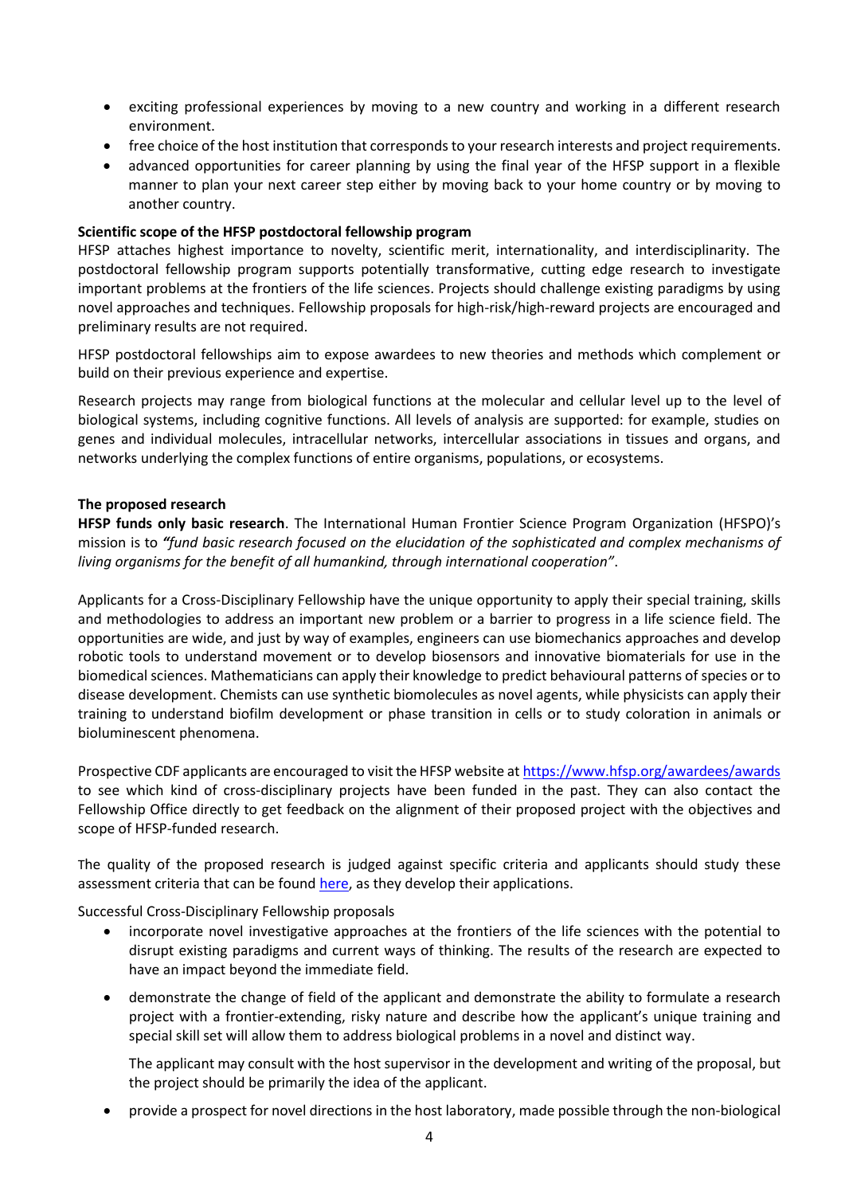- exciting professional experiences by moving to a new country and working in a different research environment.
- free choice of the host institution that corresponds to your research interests and project requirements.
- advanced opportunities for career planning by using the final year of the HFSP support in a flexible manner to plan your next career step either by moving back to your home country or by moving to another country.

**Scientific scope of the HFSP postdoctoral fellowship program**

HFSP attaches highest importance to novelty, scientific merit, internationality, and interdisciplinarity. The postdoctoral fellowship program supports potentially transformative, cutting edge research to investigate important problems at the frontiers of the life sciences. Projects should challenge existing paradigms by using novel approaches and techniques. Fellowship proposals for high-risk/high-reward projects are encouraged and preliminary results are not required.

HFSP postdoctoral fellowships aim to expose awardees to new theories and methods which complement or build on their previous experience and expertise.

Research projects may range from biological functions at the molecular and cellular level up to the level of biological systems, including cognitive functions. All levels of analysis are supported: for example, studies on genes and individual molecules, intracellular networks, intercellular associations in tissues and organs, and networks underlying the complex functions of entire organisms, populations, or ecosystems.

**The proposed research**

**HFSP funds only basic research**. The International Human Frontier Science Program Organization (HFSPO)'s mission is to ***"fund basic research focused on the elucidation of the sophisticated and complex mechanisms of living organisms for the benefit of all humankind, through international cooperation"***.

Applicants for a Cross-Disciplinary Fellowship have the unique opportunity to apply their special training, skills and methodologies to address an important new problem or a barrier to progress in a life science field. The opportunities are wide, and just by way of examples, engineers can use biomechanics approaches and develop robotic tools to understand movement or to develop biosensors and innovative biomaterials for use in the biomedical sciences. Mathematicians can apply their knowledge to predict behavioural patterns of species or to disease development. Chemists can use synthetic biomolecules as novel agents, while physicists can apply their training to understand biofilm development or phase transition in cells or to study coloration in animals or bioluminescent phenomena.

Prospective CDF applicants are encouraged to visit the HFSP website at https://www.hfsp.org/awardees/awards to see which kind of cross-disciplinary projects have been funded in the past. They can also contact the Fellowship Office directly to get feedback on the alignment of their proposed project with the objectives and scope of HFSP-funded research.

The quality of the proposed research is judged against specific criteria and applicants should study these assessment criteria that can be found here, as they develop their applications.

Successful Cross-Disciplinary Fellowship proposals

- incorporate novel investigative approaches at the frontiers of the life sciences with the potential to disrupt existing paradigms and current ways of thinking. The results of the research are expected to have an impact beyond the immediate field.
- demonstrate the change of field of the applicant and demonstrate the ability to formulate a research project with a frontier-extending, risky nature and describe how the applicant's unique training and special skill set will allow them to address biological problems in a novel and distinct way.

  The applicant may consult with the host supervisor in the development and writing of the proposal, but the project should be primarily the idea of the applicant.

- provide a prospect for novel directions in the host laboratory, made possible through the non-biological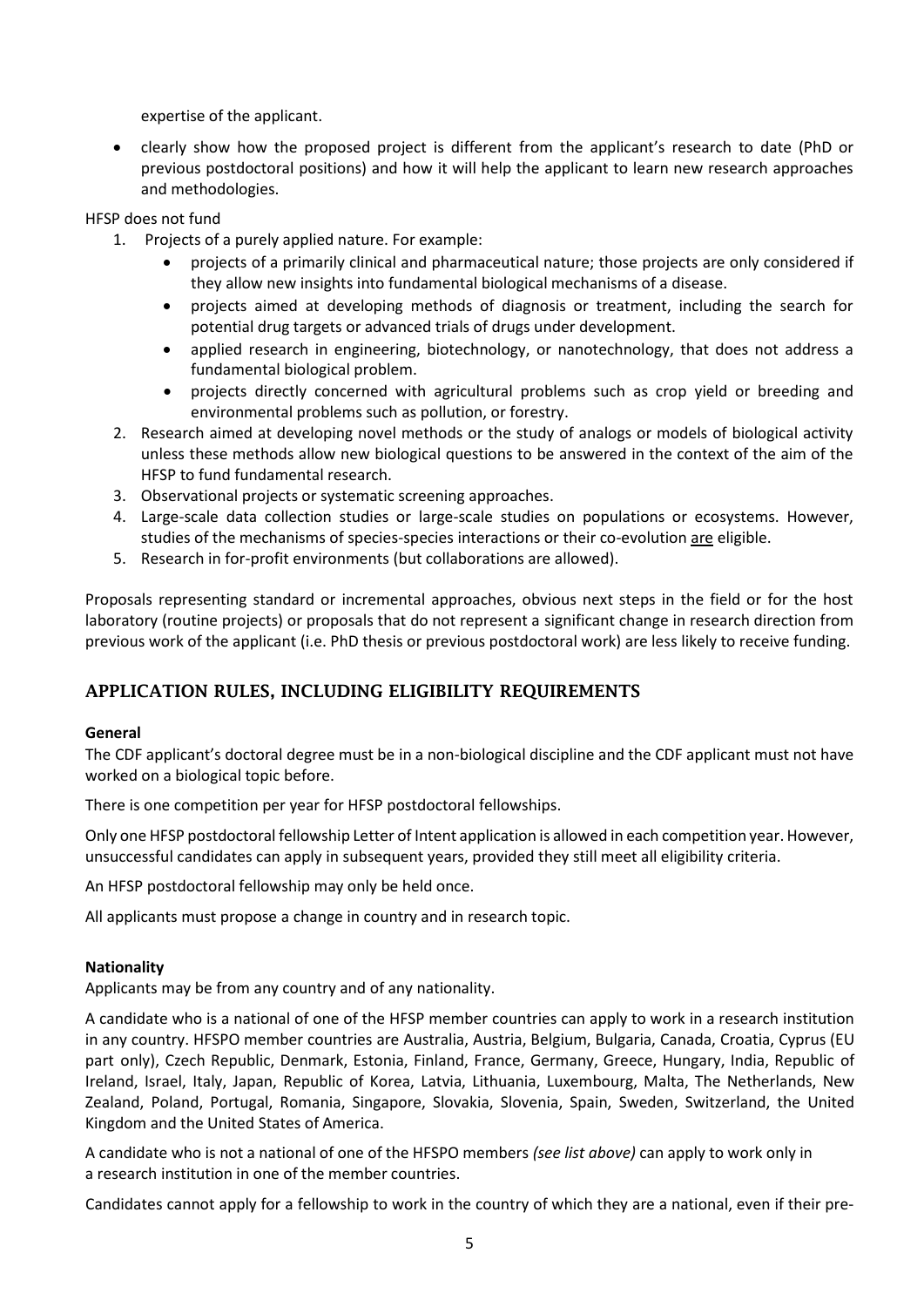expertise of the applicant.

- clearly show how the proposed project is different from the applicant's research to date (PhD or previous postdoctoral positions) and how it will help the applicant to learn new research approaches and methodologies.

HFSP does not fund

1. Projects of a purely applied nature. For example:
   - projects of a primarily clinical and pharmaceutical nature; those projects are only considered if they allow new insights into fundamental biological mechanisms of a disease.
   - projects aimed at developing methods of diagnosis or treatment, including the search for potential drug targets or advanced trials of drugs under development.
   - applied research in engineering, biotechnology, or nanotechnology, that does not address a fundamental biological problem.
   - projects directly concerned with agricultural problems such as crop yield or breeding and environmental problems such as pollution, or forestry.
2. Research aimed at developing novel methods or the study of analogs or models of biological activity unless these methods allow new biological questions to be answered in the context of the aim of the HFSP to fund fundamental research.
3. Observational projects or systematic screening approaches.
4. Large-scale data collection studies or large-scale studies on populations or ecosystems. However, studies of the mechanisms of species-species interactions or their co-evolution are eligible.
5. Research in for-profit environments (but collaborations are allowed).

Proposals representing standard or incremental approaches, obvious next steps in the field or for the host laboratory (routine projects) or proposals that do not represent a significant change in research direction from previous work of the applicant (i.e. PhD thesis or previous postdoctoral work) are less likely to receive funding.

## APPLICATION RULES, INCLUDING ELIGIBILITY REQUIREMENTS

**General**

The CDF applicant's doctoral degree must be in a non-biological discipline and the CDF applicant must not have worked on a biological topic before.

There is one competition per year for HFSP postdoctoral fellowships.

Only one HFSP postdoctoral fellowship Letter of Intent application is allowed in each competition year. However, unsuccessful candidates can apply in subsequent years, provided they still meet all eligibility criteria.

An HFSP postdoctoral fellowship may only be held once.

All applicants must propose a change in country and in research topic.

**Nationality**

Applicants may be from any country and of any nationality.

A candidate who is a national of one of the HFSP member countries can apply to work in a research institution in any country. HFSPO member countries are Australia, Austria, Belgium, Bulgaria, Canada, Croatia, Cyprus (EU part only), Czech Republic, Denmark, Estonia, Finland, France, Germany, Greece, Hungary, India, Republic of Ireland, Israel, Italy, Japan, Republic of Korea, Latvia, Lithuania, Luxembourg, Malta, The Netherlands, New Zealand, Poland, Portugal, Romania, Singapore, Slovakia, Slovenia, Spain, Sweden, Switzerland, the United Kingdom and the United States of America.

A candidate who is not a national of one of the HFSPO members *(see list above)* can apply to work only in a research institution in one of the member countries.

Candidates cannot apply for a fellowship to work in the country of which they are a national, even if their pre-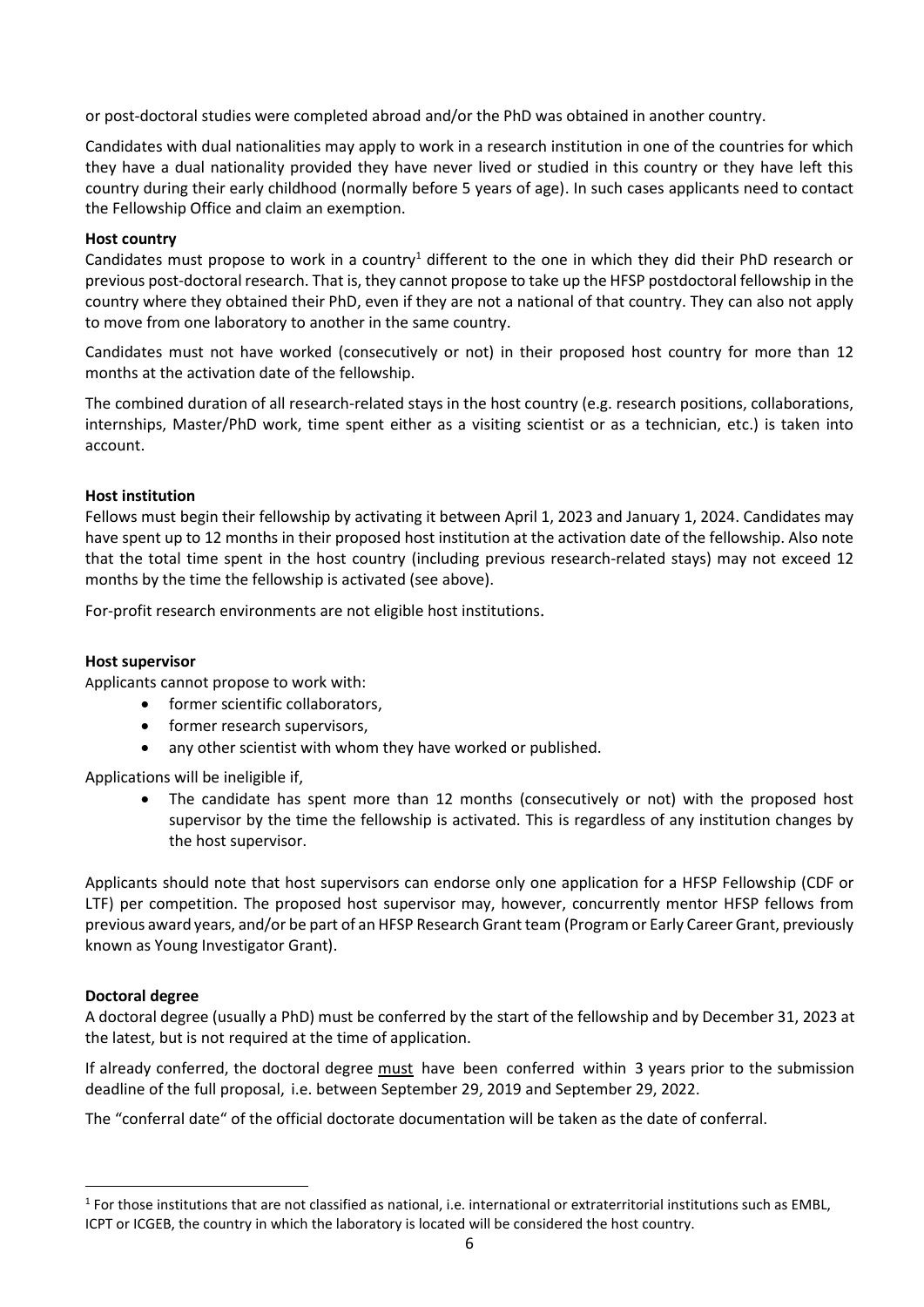or post-doctoral studies were completed abroad and/or the PhD was obtained in another country.

Candidates with dual nationalities may apply to work in a research institution in one of the countries for which they have a dual nationality provided they have never lived or studied in this country or they have left this country during their early childhood (normally before 5 years of age). In such cases applicants need to contact the Fellowship Office and claim an exemption.

**Host country**

Candidates must propose to work in a country[1] different to the one in which they did their PhD research or previous post-doctoral research. That is, they cannot propose to take up the HFSP postdoctoral fellowship in the country where they obtained their PhD, even if they are not a national of that country. They can also not apply to move from one laboratory to another in the same country.

Candidates must not have worked (consecutively or not) in their proposed host country for more than 12 months at the activation date of the fellowship.

The combined duration of all research-related stays in the host country (e.g. research positions, collaborations, internships, Master/PhD work, time spent either as a visiting scientist or as a technician, etc.) is taken into account.

**Host institution**

Fellows must begin their fellowship by activating it between April 1, 2023 and January 1, 2024. Candidates may have spent up to 12 months in their proposed host institution at the activation date of the fellowship. Also note that the total time spent in the host country (including previous research-related stays) may not exceed 12 months by the time the fellowship is activated (see above).

For-profit research environments are not eligible host institutions.

**Host supervisor**

Applicants cannot propose to work with:

- former scientific collaborators,
- former research supervisors,
- any other scientist with whom they have worked or published.

Applications will be ineligible if,

- The candidate has spent more than 12 months (consecutively or not) with the proposed host supervisor by the time the fellowship is activated. This is regardless of any institution changes by the host supervisor.

Applicants should note that host supervisors can endorse only one application for a HFSP Fellowship (CDF or LTF) per competition. The proposed host supervisor may, however, concurrently mentor HFSP fellows from previous award years, and/or be part of an HFSP Research Grant team (Program or Early Career Grant, previously known as Young Investigator Grant).

**Doctoral degree**

A doctoral degree (usually a PhD) must be conferred by the start of the fellowship and by December 31, 2023 at the latest, but is not required at the time of application.

If already conferred, the doctoral degree <u>must</u> have been conferred within 3 years prior to the submission deadline of the full proposal, i.e. between September 29, 2019 and September 29, 2022.

The "conferral date" of the official doctorate documentation will be taken as the date of conferral.

[1] For those institutions that are not classified as national, i.e. international or extraterritorial institutions such as EMBL, ICPT or ICGEB, the country in which the laboratory is located will be considered the host country.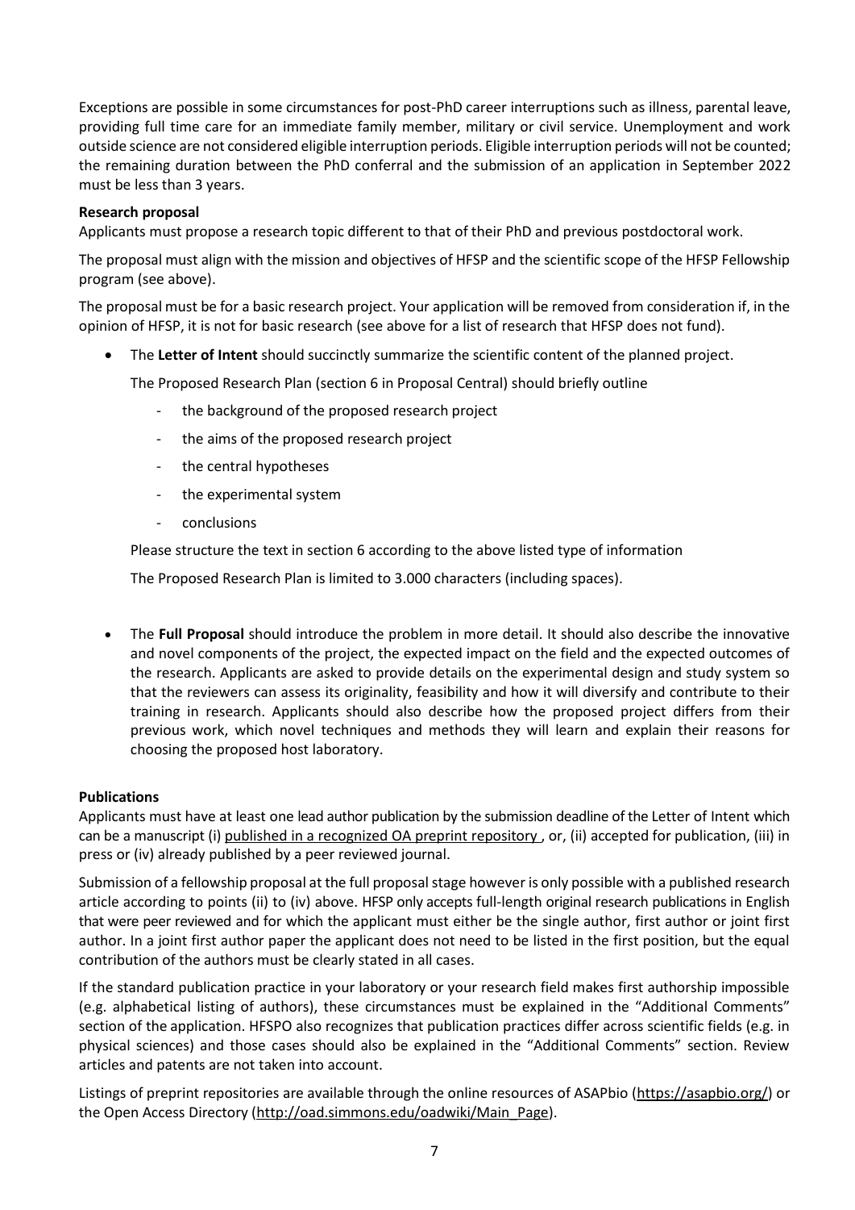Exceptions are possible in some circumstances for post-PhD career interruptions such as illness, parental leave, providing full time care for an immediate family member, military or civil service. Unemployment and work outside science are not considered eligible interruption periods. Eligible interruption periods will not be counted; the remaining duration between the PhD conferral and the submission of an application in September 2022 must be less than 3 years.

**Research proposal**

Applicants must propose a research topic different to that of their PhD and previous postdoctoral work.

The proposal must align with the mission and objectives of HFSP and the scientific scope of the HFSP Fellowship program (see above).

The proposal must be for a basic research project. Your application will be removed from consideration if, in the opinion of HFSP, it is not for basic research (see above for a list of research that HFSP does not fund).

- The **Letter of Intent** should succinctly summarize the scientific content of the planned project.

  The Proposed Research Plan (section 6 in Proposal Central) should briefly outline

  - the background of the proposed research project
  - the aims of the proposed research project
  - the central hypotheses
  - the experimental system
  - conclusions

  Please structure the text in section 6 according to the above listed type of information

  The Proposed Research Plan is limited to 3.000 characters (including spaces).

- The **Full Proposal** should introduce the problem in more detail. It should also describe the innovative and novel components of the project, the expected impact on the field and the expected outcomes of the research. Applicants are asked to provide details on the experimental design and study system so that the reviewers can assess its originality, feasibility and how it will diversify and contribute to their training in research. Applicants should also describe how the proposed project differs from their previous work, which novel techniques and methods they will learn and explain their reasons for choosing the proposed host laboratory.

**Publications**

Applicants must have at least one lead author publication by the submission deadline of the Letter of Intent which can be a manuscript (i) published in a recognized OA preprint repository , or, (ii) accepted for publication, (iii) in press or (iv) already published by a peer reviewed journal.

Submission of a fellowship proposal at the full proposal stage however is only possible with a published research article according to points (ii) to (iv) above. HFSP only accepts full-length original research publications in English that were peer reviewed and for which the applicant must either be the single author, first author or joint first author. In a joint first author paper the applicant does not need to be listed in the first position, but the equal contribution of the authors must be clearly stated in all cases.

If the standard publication practice in your laboratory or your research field makes first authorship impossible (e.g. alphabetical listing of authors), these circumstances must be explained in the "Additional Comments" section of the application. HFSPO also recognizes that publication practices differ across scientific fields (e.g. in physical sciences) and those cases should also be explained in the "Additional Comments" section. Review articles and patents are not taken into account.

Listings of preprint repositories are available through the online resources of ASAPbio (https://asapbio.org/) or the Open Access Directory (http://oad.simmons.edu/oadwiki/Main_Page).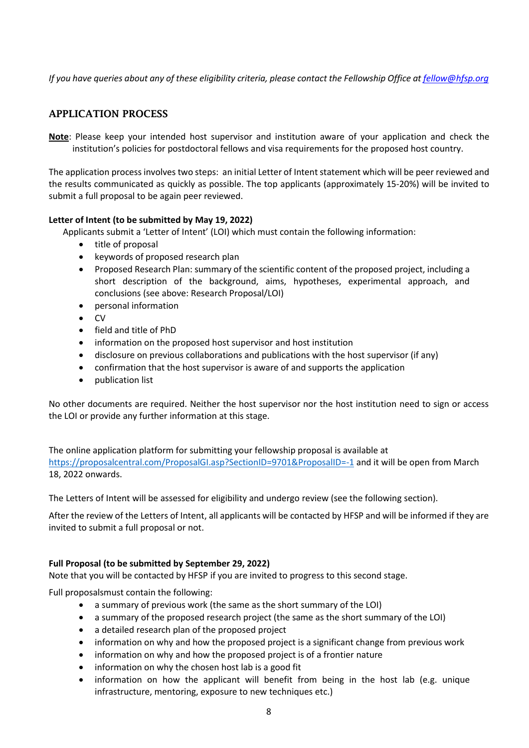*If you have queries about any of these eligibility criteria, please contact the Fellowship Office at fellow@hfsp.org*

## APPLICATION PROCESS

**Note**: Please keep your intended host supervisor and institution aware of your application and check the institution's policies for postdoctoral fellows and visa requirements for the proposed host country.

The application process involves two steps: an initial Letter of Intent statement which will be peer reviewed and the results communicated as quickly as possible. The top applicants (approximately 15-20%) will be invited to submit a full proposal to be again peer reviewed.

**Letter of Intent (to be submitted by May 19, 2022)**

Applicants submit a 'Letter of Intent' (LOI) which must contain the following information:

- title of proposal
- keywords of proposed research plan
- Proposed Research Plan: summary of the scientific content of the proposed project, including a short description of the background, aims, hypotheses, experimental approach, and conclusions (see above: Research Proposal/LOI)
- personal information
- CV
- field and title of PhD
- information on the proposed host supervisor and host institution
- disclosure on previous collaborations and publications with the host supervisor (if any)
- confirmation that the host supervisor is aware of and supports the application
- publication list

No other documents are required. Neither the host supervisor nor the host institution need to sign or access the LOI or provide any further information at this stage.

The online application platform for submitting your fellowship proposal is available at https://proposalcentral.com/ProposalGI.asp?SectionID=9701&ProposalID=-1 and it will be open from March 18, 2022 onwards.

The Letters of Intent will be assessed for eligibility and undergo review (see the following section).

After the review of the Letters of Intent, all applicants will be contacted by HFSP and will be informed if they are invited to submit a full proposal or not.

**Full Proposal (to be submitted by September 29, 2022)**

Note that you will be contacted by HFSP if you are invited to progress to this second stage.

Full proposalsmust contain the following:

- a summary of previous work (the same as the short summary of the LOI)
- a summary of the proposed research project (the same as the short summary of the LOI)
- a detailed research plan of the proposed project
- information on why and how the proposed project is a significant change from previous work
- information on why and how the proposed project is of a frontier nature
- information on why the chosen host lab is a good fit
- information on how the applicant will benefit from being in the host lab (e.g. unique infrastructure, mentoring, exposure to new techniques etc.)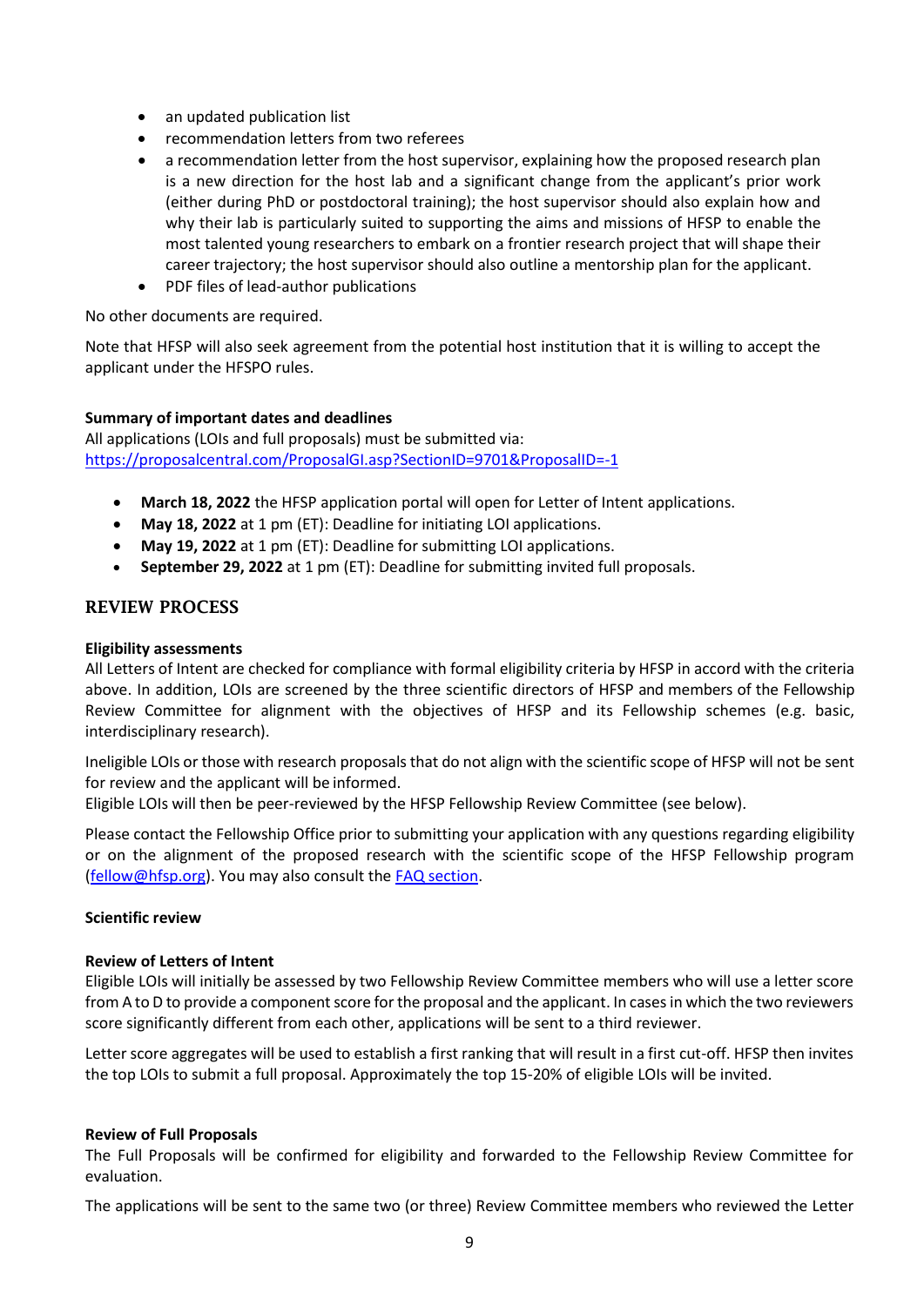- an updated publication list
- recommendation letters from two referees
- a recommendation letter from the host supervisor, explaining how the proposed research plan is a new direction for the host lab and a significant change from the applicant's prior work (either during PhD or postdoctoral training); the host supervisor should also explain how and why their lab is particularly suited to supporting the aims and missions of HFSP to enable the most talented young researchers to embark on a frontier research project that will shape their career trajectory; the host supervisor should also outline a mentorship plan for the applicant.
- PDF files of lead-author publications

No other documents are required.

Note that HFSP will also seek agreement from the potential host institution that it is willing to accept the applicant under the HFSPO rules.

**Summary of important dates and deadlines**
All applications (LOIs and full proposals) must be submitted via:
[https://proposalcentral.com/ProposalGI.asp?SectionID=9701&ProposalID=-1](https://proposalcentral.com/ProposalGI.asp?SectionID=9701&ProposalID=-1)

- **March 18, 2022** the HFSP application portal will open for Letter of Intent applications.
- **May 18, 2022** at 1 pm (ET): Deadline for initiating LOI applications.
- **May 19, 2022** at 1 pm (ET): Deadline for submitting LOI applications.
- **September 29, 2022** at 1 pm (ET): Deadline for submitting invited full proposals.

## REVIEW PROCESS

**Eligibility assessments**
All Letters of Intent are checked for compliance with formal eligibility criteria by HFSP in accord with the criteria above. In addition, LOIs are screened by the three scientific directors of HFSP and members of the Fellowship Review Committee for alignment with the objectives of HFSP and its Fellowship schemes (e.g. basic, interdisciplinary research).

Ineligible LOIs or those with research proposals that do not align with the scientific scope of HFSP will not be sent for review and the applicant will be informed.
Eligible LOIs will then be peer-reviewed by the HFSP Fellowship Review Committee (see below).

Please contact the Fellowship Office prior to submitting your application with any questions regarding eligibility or on the alignment of the proposed research with the scientific scope of the HFSP Fellowship program ([fellow@hfsp.org](mailto:fellow@hfsp.org)). You may also consult the FAQ section.

**Scientific review**

**Review of Letters of Intent**
Eligible LOIs will initially be assessed by two Fellowship Review Committee members who will use a letter score from A to D to provide a component score for the proposal and the applicant. In cases in which the two reviewers score significantly different from each other, applications will be sent to a third reviewer.

Letter score aggregates will be used to establish a first ranking that will result in a first cut-off. HFSP then invites the top LOIs to submit a full proposal. Approximately the top 15-20% of eligible LOIs will be invited.

**Review of Full Proposals**
The Full Proposals will be confirmed for eligibility and forwarded to the Fellowship Review Committee for evaluation.

The applications will be sent to the same two (or three) Review Committee members who reviewed the Letter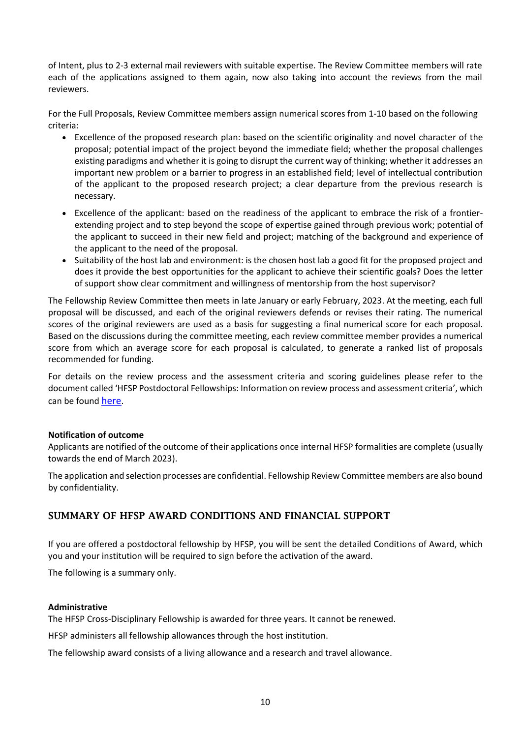of Intent, plus to 2-3 external mail reviewers with suitable expertise. The Review Committee members will rate each of the applications assigned to them again, now also taking into account the reviews from the mail reviewers.

For the Full Proposals, Review Committee members assign numerical scores from 1-10 based on the following criteria:

- Excellence of the proposed research plan: based on the scientific originality and novel character of the proposal; potential impact of the project beyond the immediate field; whether the proposal challenges existing paradigms and whether it is going to disrupt the current way of thinking; whether it addresses an important new problem or a barrier to progress in an established field; level of intellectual contribution of the applicant to the proposed research project; a clear departure from the previous research is necessary.
- Excellence of the applicant: based on the readiness of the applicant to embrace the risk of a frontier-extending project and to step beyond the scope of expertise gained through previous work; potential of the applicant to succeed in their new field and project; matching of the background and experience of the applicant to the need of the proposal.
- Suitability of the host lab and environment: is the chosen host lab a good fit for the proposed project and does it provide the best opportunities for the applicant to achieve their scientific goals? Does the letter of support show clear commitment and willingness of mentorship from the host supervisor?

The Fellowship Review Committee then meets in late January or early February, 2023. At the meeting, each full proposal will be discussed, and each of the original reviewers defends or revises their rating. The numerical scores of the original reviewers are used as a basis for suggesting a final numerical score for each proposal. Based on the discussions during the committee meeting, each review committee member provides a numerical score from which an average score for each proposal is calculated, to generate a ranked list of proposals recommended for funding.

For details on the review process and the assessment criteria and scoring guidelines please refer to the document called 'HFSP Postdoctoral Fellowships: Information on review process and assessment criteria', which can be found here.

**Notification of outcome**

Applicants are notified of the outcome of their applications once internal HFSP formalities are complete (usually towards the end of March 2023).

The application and selection processes are confidential. Fellowship Review Committee members are also bound by confidentiality.

## SUMMARY OF HFSP AWARD CONDITIONS AND FINANCIAL SUPPORT

If you are offered a postdoctoral fellowship by HFSP, you will be sent the detailed Conditions of Award, which you and your institution will be required to sign before the activation of the award.

The following is a summary only.

**Administrative**

The HFSP Cross-Disciplinary Fellowship is awarded for three years. It cannot be renewed.

HFSP administers all fellowship allowances through the host institution.

The fellowship award consists of a living allowance and a research and travel allowance.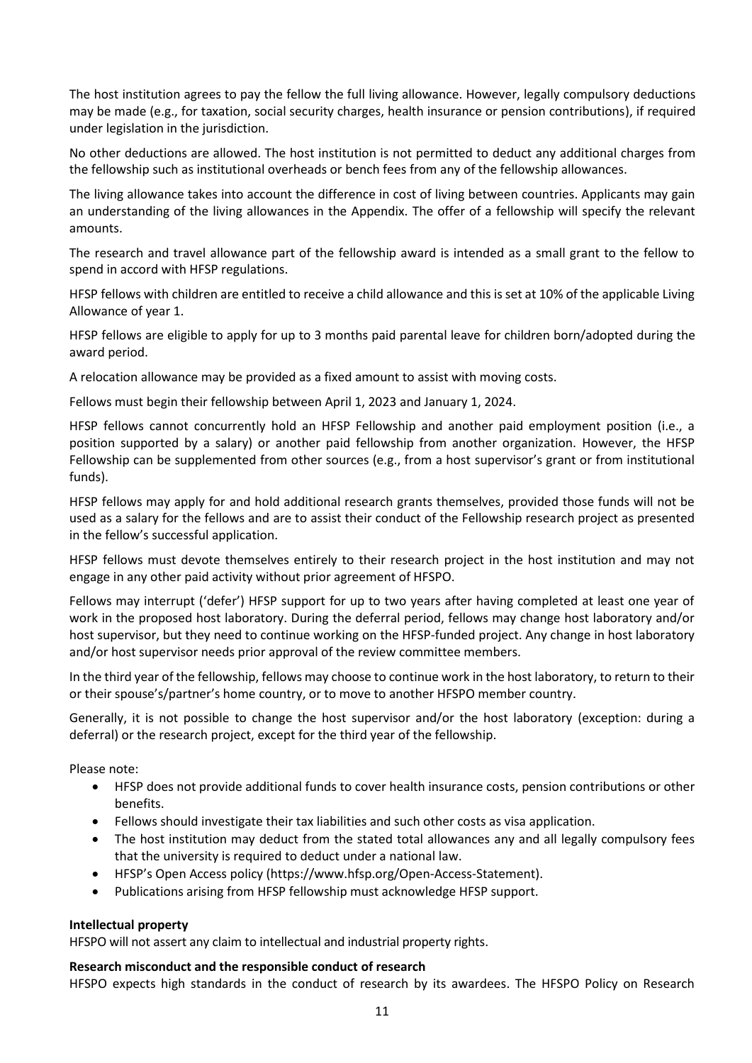The host institution agrees to pay the fellow the full living allowance. However, legally compulsory deductions may be made (e.g., for taxation, social security charges, health insurance or pension contributions), if required under legislation in the jurisdiction.

No other deductions are allowed. The host institution is not permitted to deduct any additional charges from the fellowship such as institutional overheads or bench fees from any of the fellowship allowances.

The living allowance takes into account the difference in cost of living between countries. Applicants may gain an understanding of the living allowances in the Appendix. The offer of a fellowship will specify the relevant amounts.

The research and travel allowance part of the fellowship award is intended as a small grant to the fellow to spend in accord with HFSP regulations.

HFSP fellows with children are entitled to receive a child allowance and this is set at 10% of the applicable Living Allowance of year 1.

HFSP fellows are eligible to apply for up to 3 months paid parental leave for children born/adopted during the award period.

A relocation allowance may be provided as a fixed amount to assist with moving costs.

Fellows must begin their fellowship between April 1, 2023 and January 1, 2024.

HFSP fellows cannot concurrently hold an HFSP Fellowship and another paid employment position (i.e., a position supported by a salary) or another paid fellowship from another organization. However, the HFSP Fellowship can be supplemented from other sources (e.g., from a host supervisor's grant or from institutional funds).

HFSP fellows may apply for and hold additional research grants themselves, provided those funds will not be used as a salary for the fellows and are to assist their conduct of the Fellowship research project as presented in the fellow's successful application.

HFSP fellows must devote themselves entirely to their research project in the host institution and may not engage in any other paid activity without prior agreement of HFSPO.

Fellows may interrupt ('defer') HFSP support for up to two years after having completed at least one year of work in the proposed host laboratory. During the deferral period, fellows may change host laboratory and/or host supervisor, but they need to continue working on the HFSP-funded project. Any change in host laboratory and/or host supervisor needs prior approval of the review committee members.

In the third year of the fellowship, fellows may choose to continue work in the host laboratory, to return to their or their spouse's/partner's home country, or to move to another HFSPO member country.

Generally, it is not possible to change the host supervisor and/or the host laboratory (exception: during a deferral) or the research project, except for the third year of the fellowship.

Please note:

- HFSP does not provide additional funds to cover health insurance costs, pension contributions or other benefits.
- Fellows should investigate their tax liabilities and such other costs as visa application.
- The host institution may deduct from the stated total allowances any and all legally compulsory fees that the university is required to deduct under a national law.
- HFSP's Open Access policy (https://www.hfsp.org/Open-Access-Statement).
- Publications arising from HFSP fellowship must acknowledge HFSP support.

**Intellectual property**

HFSPO will not assert any claim to intellectual and industrial property rights.

**Research misconduct and the responsible conduct of research**

HFSPO expects high standards in the conduct of research by its awardees. The HFSPO Policy on Research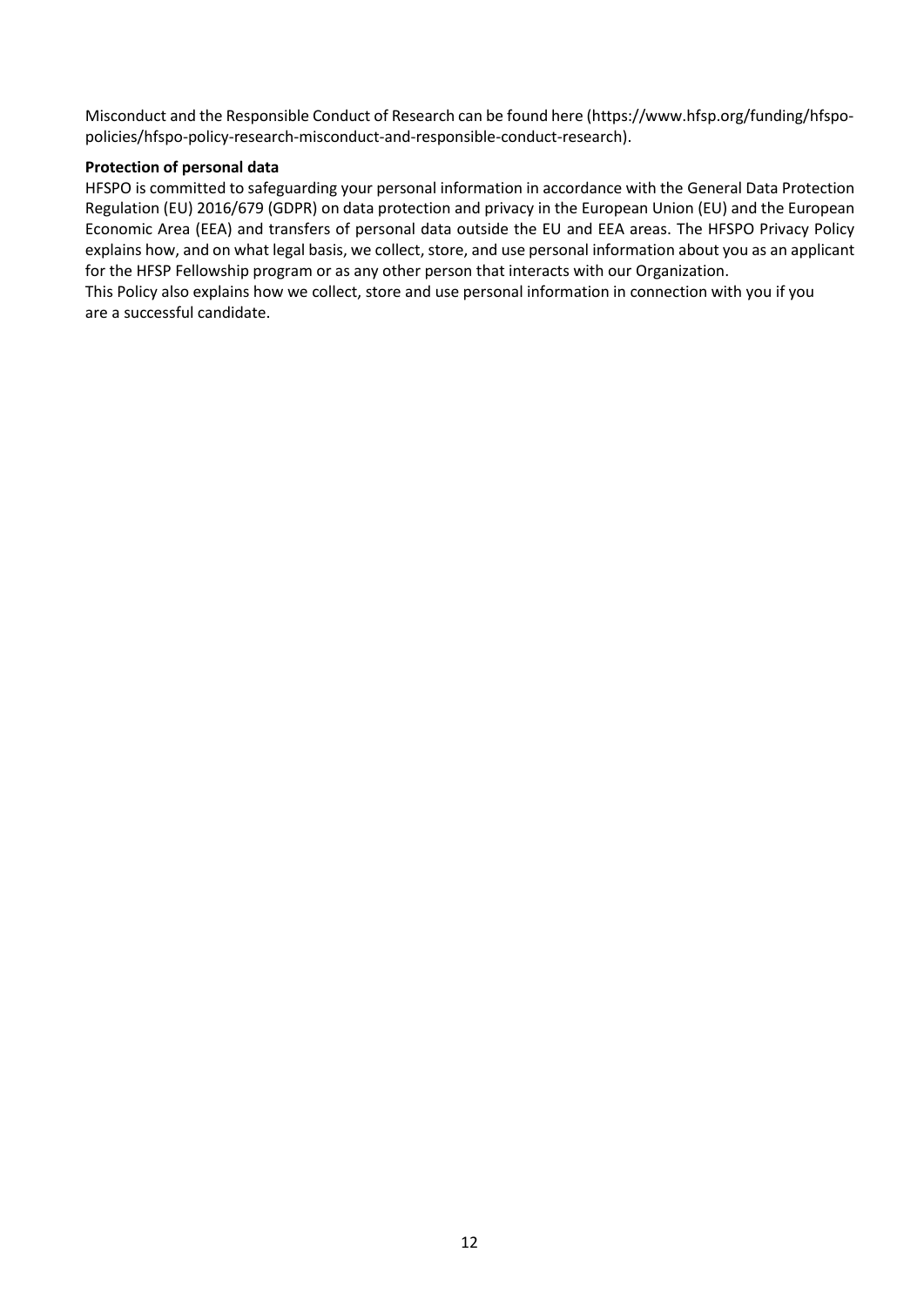Misconduct and the Responsible Conduct of Research can be found here (https://www.hfsp.org/funding/hfspo-policies/hfspo-policy-research-misconduct-and-responsible-conduct-research).

**Protection of personal data**

HFSPO is committed to safeguarding your personal information in accordance with the General Data Protection Regulation (EU) 2016/679 (GDPR) on data protection and privacy in the European Union (EU) and the European Economic Area (EEA) and transfers of personal data outside the EU and EEA areas. The HFSPO Privacy Policy explains how, and on what legal basis, we collect, store, and use personal information about you as an applicant for the HFSP Fellowship program or as any other person that interacts with our Organization.

This Policy also explains how we collect, store and use personal information in connection with you if you are a successful candidate.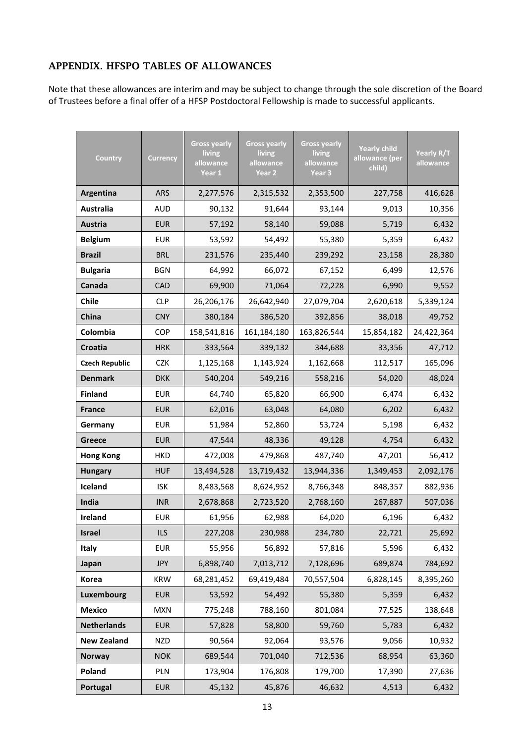## APPENDIX. HFSPO TABLES OF ALLOWANCES

Note that these allowances are interim and may be subject to change through the sole discretion of the Board of Trustees before a final offer of a HFSP Postdoctoral Fellowship is made to successful applicants.

| Country | Currency | Gross yearly living allowance Year 1 | Gross yearly living allowance Year 2 | Gross yearly living allowance Year 3 | Yearly child allowance (per child) | Yearly R/T allowance |
|---|---|---|---|---|---|---|
| **Argentina** | ARS | 2,277,576 | 2,315,532 | 2,353,500 | 227,758 | 416,628 |
| **Australia** | AUD | 90,132 | 91,644 | 93,144 | 9,013 | 10,356 |
| **Austria** | EUR | 57,192 | 58,140 | 59,088 | 5,719 | 6,432 |
| **Belgium** | EUR | 53,592 | 54,492 | 55,380 | 5,359 | 6,432 |
| **Brazil** | BRL | 231,576 | 235,440 | 239,292 | 23,158 | 28,380 |
| **Bulgaria** | BGN | 64,992 | 66,072 | 67,152 | 6,499 | 12,576 |
| **Canada** | CAD | 69,900 | 71,064 | 72,228 | 6,990 | 9,552 |
| **Chile** | CLP | 26,206,176 | 26,642,940 | 27,079,704 | 2,620,618 | 5,339,124 |
| **China** | CNY | 380,184 | 386,520 | 392,856 | 38,018 | 49,752 |
| **Colombia** | COP | 158,541,816 | 161,184,180 | 163,826,544 | 15,854,182 | 24,422,364 |
| **Croatia** | HRK | 333,564 | 339,132 | 344,688 | 33,356 | 47,712 |
| **Czech Republic** | CZK | 1,125,168 | 1,143,924 | 1,162,668 | 112,517 | 165,096 |
| **Denmark** | DKK | 540,204 | 549,216 | 558,216 | 54,020 | 48,024 |
| **Finland** | EUR | 64,740 | 65,820 | 66,900 | 6,474 | 6,432 |
| **France** | EUR | 62,016 | 63,048 | 64,080 | 6,202 | 6,432 |
| **Germany** | EUR | 51,984 | 52,860 | 53,724 | 5,198 | 6,432 |
| **Greece** | EUR | 47,544 | 48,336 | 49,128 | 4,754 | 6,432 |
| **Hong Kong** | HKD | 472,008 | 479,868 | 487,740 | 47,201 | 56,412 |
| **Hungary** | HUF | 13,494,528 | 13,719,432 | 13,944,336 | 1,349,453 | 2,092,176 |
| **Iceland** | ISK | 8,483,568 | 8,624,952 | 8,766,348 | 848,357 | 882,936 |
| **India** | INR | 2,678,868 | 2,723,520 | 2,768,160 | 267,887 | 507,036 |
| **Ireland** | EUR | 61,956 | 62,988 | 64,020 | 6,196 | 6,432 |
| **Israel** | ILS | 227,208 | 230,988 | 234,780 | 22,721 | 25,692 |
| **Italy** | EUR | 55,956 | 56,892 | 57,816 | 5,596 | 6,432 |
| **Japan** | JPY | 6,898,740 | 7,013,712 | 7,128,696 | 689,874 | 784,692 |
| **Korea** | KRW | 68,281,452 | 69,419,484 | 70,557,504 | 6,828,145 | 8,395,260 |
| **Luxembourg** | EUR | 53,592 | 54,492 | 55,380 | 5,359 | 6,432 |
| **Mexico** | MXN | 775,248 | 788,160 | 801,084 | 77,525 | 138,648 |
| **Netherlands** | EUR | 57,828 | 58,800 | 59,760 | 5,783 | 6,432 |
| **New Zealand** | NZD | 90,564 | 92,064 | 93,576 | 9,056 | 10,932 |
| **Norway** | NOK | 689,544 | 701,040 | 712,536 | 68,954 | 63,360 |
| **Poland** | PLN | 173,904 | 176,808 | 179,700 | 17,390 | 27,636 |
| **Portugal** | EUR | 45,132 | 45,876 | 46,632 | 4,513 | 6,432 |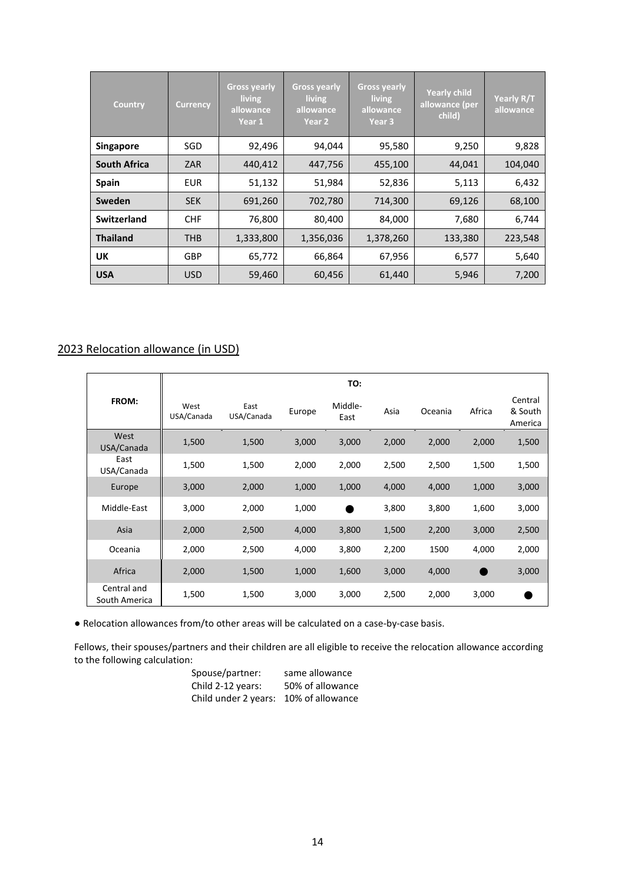| Country | Currency | Gross yearly living allowance Year 1 | Gross yearly living allowance Year 2 | Gross yearly living allowance Year 3 | Yearly child allowance (per child) | Yearly R/T allowance |
|---|---|---|---|---|---|---|
| **Singapore** | SGD | 92,496 | 94,044 | 95,580 | 9,250 | 9,828 |
| **South Africa** | ZAR | 440,412 | 447,756 | 455,100 | 44,041 | 104,040 |
| **Spain** | EUR | 51,132 | 51,984 | 52,836 | 5,113 | 6,432 |
| **Sweden** | SEK | 691,260 | 702,780 | 714,300 | 69,126 | 68,100 |
| **Switzerland** | CHF | 76,800 | 80,400 | 84,000 | 7,680 | 6,744 |
| **Thailand** | THB | 1,333,800 | 1,356,036 | 1,378,260 | 133,380 | 223,548 |
| **UK** | GBP | 65,772 | 66,864 | 67,956 | 6,577 | 5,640 |
| **USA** | USD | 59,460 | 60,456 | 61,440 | 5,946 | 7,200 |

## 2023 Relocation allowance (in USD)

| FROM: | TO: | | | | | | | |
|---|---|---|---|---|---|---|---|---|
| | West USA/Canada | East USA/Canada | Europe | Middle-East | Asia | Oceania | Africa | Central & South America |
| West USA/Canada | 1,500 | 1,500 | 3,000 | 3,000 | 2,000 | 2,000 | 2,000 | 1,500 |
| East USA/Canada | 1,500 | 1,500 | 2,000 | 2,000 | 2,500 | 2,500 | 1,500 | 1,500 |
| Europe | 3,000 | 2,000 | 1,000 | 1,000 | 4,000 | 4,000 | 1,000 | 3,000 |
| Middle-East | 3,000 | 2,000 | 1,000 | ● | 3,800 | 3,800 | 1,600 | 3,000 |
| Asia | 2,000 | 2,500 | 4,000 | 3,800 | 1,500 | 2,200 | 3,000 | 2,500 |
| Oceania | 2,000 | 2,500 | 4,000 | 3,800 | 2,200 | 1500 | 4,000 | 2,000 |
| Africa | 2,000 | 1,500 | 1,000 | 1,600 | 3,000 | 4,000 | ● | 3,000 |
| Central and South America | 1,500 | 1,500 | 3,000 | 3,000 | 2,500 | 2,000 | 3,000 | ● |

● Relocation allowances from/to other areas will be calculated on a case-by-case basis.

Fellows, their spouses/partners and their children are all eligible to receive the relocation allowance according to the following calculation:

Spouse/partner: same allowance
Child 2-12 years: 50% of allowance
Child under 2 years: 10% of allowance